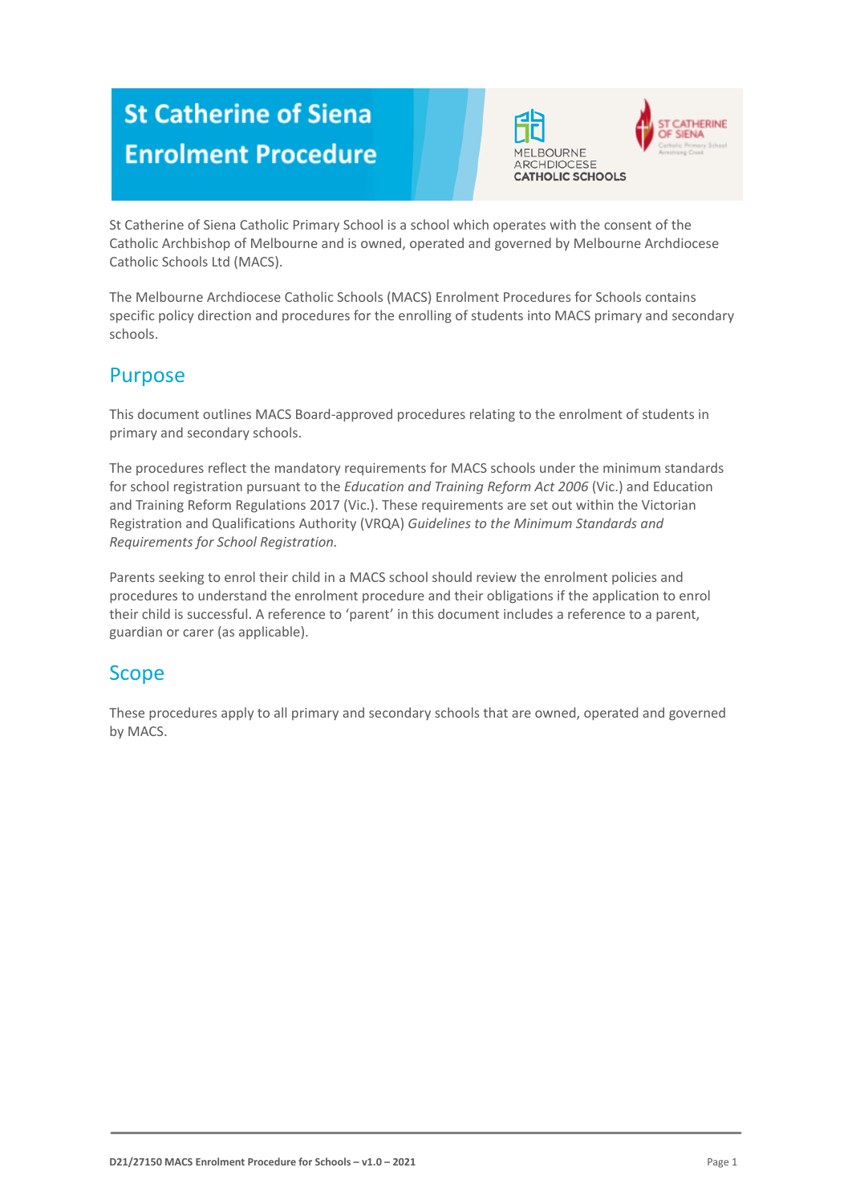# St Catherine of Siena Enrolment Procedure

St Catherine of Siena Catholic Primary School is a school which operates with the consent of the Catholic Archbishop of Melbourne and is owned, operated and governed by Melbourne Archdiocese Catholic Schools Ltd (MACS).

The Melbourne Archdiocese Catholic Schools (MACS) Enrolment Procedures for Schools contains specific policy direction and procedures for the enrolling of students into MACS primary and secondary schools.

## Purpose

This document outlines MACS Board-approved procedures relating to the enrolment of students in primary and secondary schools.

The procedures reflect the mandatory requirements for MACS schools under the minimum standards for school registration pursuant to the *Education and Training Reform Act 2006* (Vic.) and Education and Training Reform Regulations 2017 (Vic.). These requirements are set out within the Victorian Registration and Qualifications Authority (VRQA) *Guidelines to the Minimum Standards and Requirements for School Registration.*

Parents seeking to enrol their child in a MACS school should review the enrolment policies and procedures to understand the enrolment procedure and their obligations if the application to enrol their child is successful. A reference to 'parent' in this document includes a reference to a parent, guardian or carer (as applicable).

## Scope

These procedures apply to all primary and secondary schools that are owned, operated and governed by MACS.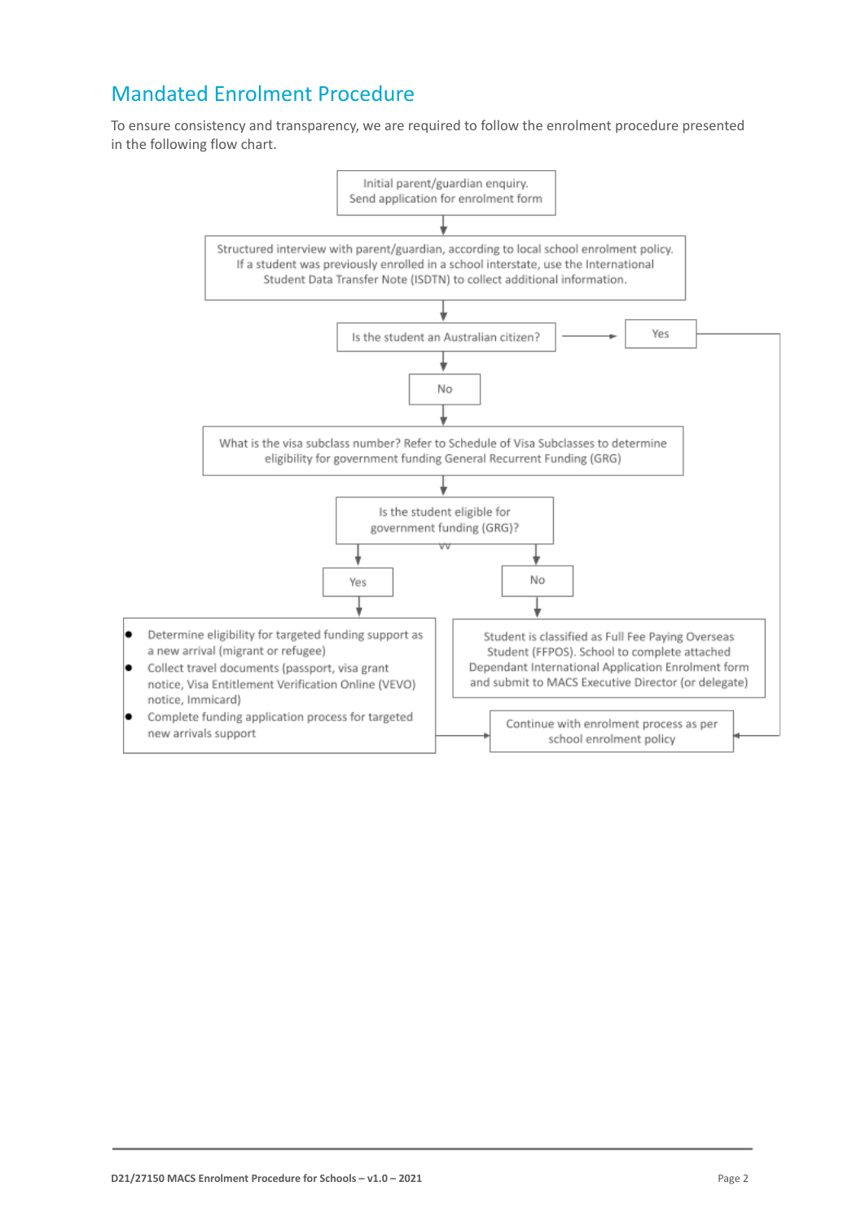## Mandated Enrolment Procedure

To ensure consistency and transparency, we are required to follow the enrolment procedure presented in the following flow chart.

Initial parent/guardian enquiry.
Send application for enrolment form

↓

Structured interview with parent/guardian, according to local school enrolment policy.
If a student was previously enrolled in a school interstate, use the International Student Data Transfer Note (ISDTN) to collect additional information.

↓

Is the student an Australian citizen?

- **Yes** → Continue with enrolment process as per school enrolment policy
- **No** ↓

What is the visa subclass number? Refer to Schedule of Visa Subclasses to determine eligibility for government funding General Recurrent Funding (GRG)

↓

Is the student eligible for government funding (GRG)?

- **Yes** ↓
  - Determine eligibility for targeted funding support as a new arrival (migrant or refugee)
  - Collect travel documents (passport, visa grant notice, Visa Entitlement Verification Online (VEVO) notice, Immicard)
  - Complete funding application process for targeted new arrivals support

  → Continue with enrolment process as per school enrolment policy

- **No** ↓

  Student is classified as Full Fee Paying Overseas Student (FFPOS). School to complete attached Dependant International Application Enrolment form and submit to MACS Executive Director (or delegate)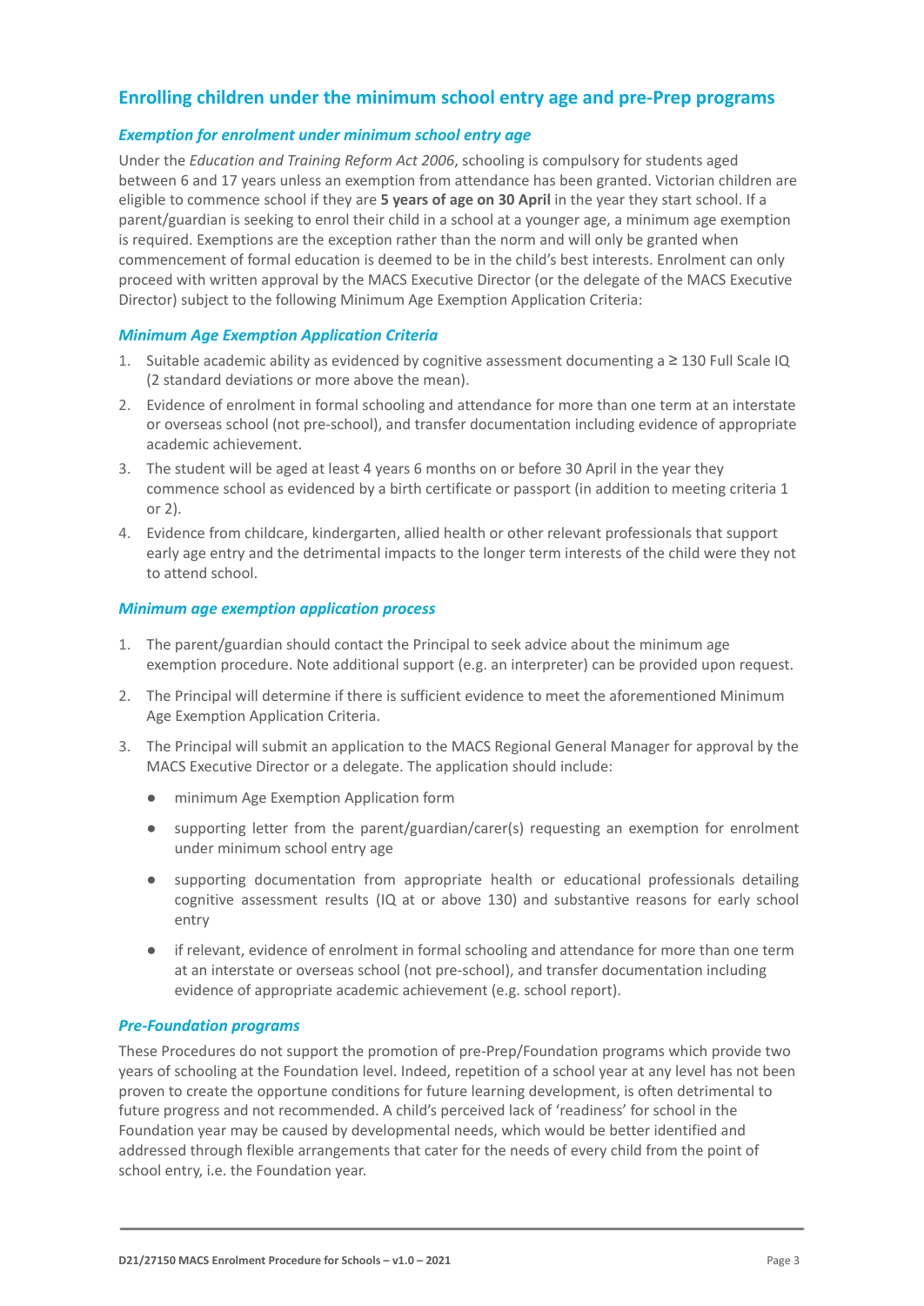## Enrolling children under the minimum school entry age and pre-Prep programs

### *Exemption for enrolment under minimum school entry age*

Under the *Education and Training Reform Act 2006*, schooling is compulsory for students aged between 6 and 17 years unless an exemption from attendance has been granted. Victorian children are eligible to commence school if they are **5 years of age on 30 April** in the year they start school. If a parent/guardian is seeking to enrol their child in a school at a younger age, a minimum age exemption is required. Exemptions are the exception rather than the norm and will only be granted when commencement of formal education is deemed to be in the child's best interests. Enrolment can only proceed with written approval by the MACS Executive Director (or the delegate of the MACS Executive Director) subject to the following Minimum Age Exemption Application Criteria:

### *Minimum Age Exemption Application Criteria*

1. Suitable academic ability as evidenced by cognitive assessment documenting a ≥ 130 Full Scale IQ (2 standard deviations or more above the mean).
2. Evidence of enrolment in formal schooling and attendance for more than one term at an interstate or overseas school (not pre-school), and transfer documentation including evidence of appropriate academic achievement.
3. The student will be aged at least 4 years 6 months on or before 30 April in the year they commence school as evidenced by a birth certificate or passport (in addition to meeting criteria 1 or 2).
4. Evidence from childcare, kindergarten, allied health or other relevant professionals that support early age entry and the detrimental impacts to the longer term interests of the child were they not to attend school.

### *Minimum age exemption application process*

1. The parent/guardian should contact the Principal to seek advice about the minimum age exemption procedure. Note additional support (e.g. an interpreter) can be provided upon request.
2. The Principal will determine if there is sufficient evidence to meet the aforementioned Minimum Age Exemption Application Criteria.
3. The Principal will submit an application to the MACS Regional General Manager for approval by the MACS Executive Director or a delegate. The application should include:
   - minimum Age Exemption Application form
   - supporting letter from the parent/guardian/carer(s) requesting an exemption for enrolment under minimum school entry age
   - supporting documentation from appropriate health or educational professionals detailing cognitive assessment results (IQ at or above 130) and substantive reasons for early school entry
   - if relevant, evidence of enrolment in formal schooling and attendance for more than one term at an interstate or overseas school (not pre-school), and transfer documentation including evidence of appropriate academic achievement (e.g. school report).

### *Pre-Foundation programs*

These Procedures do not support the promotion of pre-Prep/Foundation programs which provide two years of schooling at the Foundation level. Indeed, repetition of a school year at any level has not been proven to create the opportune conditions for future learning development, is often detrimental to future progress and not recommended. A child's perceived lack of 'readiness' for school in the Foundation year may be caused by developmental needs, which would be better identified and addressed through flexible arrangements that cater for the needs of every child from the point of school entry, i.e. the Foundation year.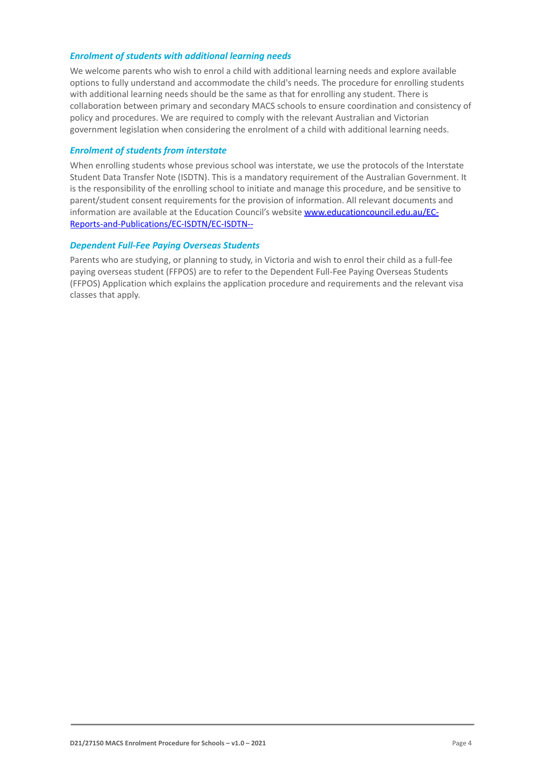### *Enrolment of students with additional learning needs*

We welcome parents who wish to enrol a child with additional learning needs and explore available options to fully understand and accommodate the child's needs. The procedure for enrolling students with additional learning needs should be the same as that for enrolling any student. There is collaboration between primary and secondary MACS schools to ensure coordination and consistency of policy and procedures. We are required to comply with the relevant Australian and Victorian government legislation when considering the enrolment of a child with additional learning needs.

### *Enrolment of students from interstate*

When enrolling students whose previous school was interstate, we use the protocols of the Interstate Student Data Transfer Note (ISDTN). This is a mandatory requirement of the Australian Government. It is the responsibility of the enrolling school to initiate and manage this procedure, and be sensitive to parent/student consent requirements for the provision of information. All relevant documents and information are available at the Education Council's website [www.educationcouncil.edu.au/EC-Reports-and-Publications/EC-ISDTN/EC-ISDTN--](www.educationcouncil.edu.au/EC-Reports-and-Publications/EC-ISDTN/EC-ISDTN--)

### *Dependent Full-Fee Paying Overseas Students*

Parents who are studying, or planning to study, in Victoria and wish to enrol their child as a full-fee paying overseas student (FFPOS) are to refer to the Dependent Full-Fee Paying Overseas Students (FFPOS) Application which explains the application procedure and requirements and the relevant visa classes that apply.